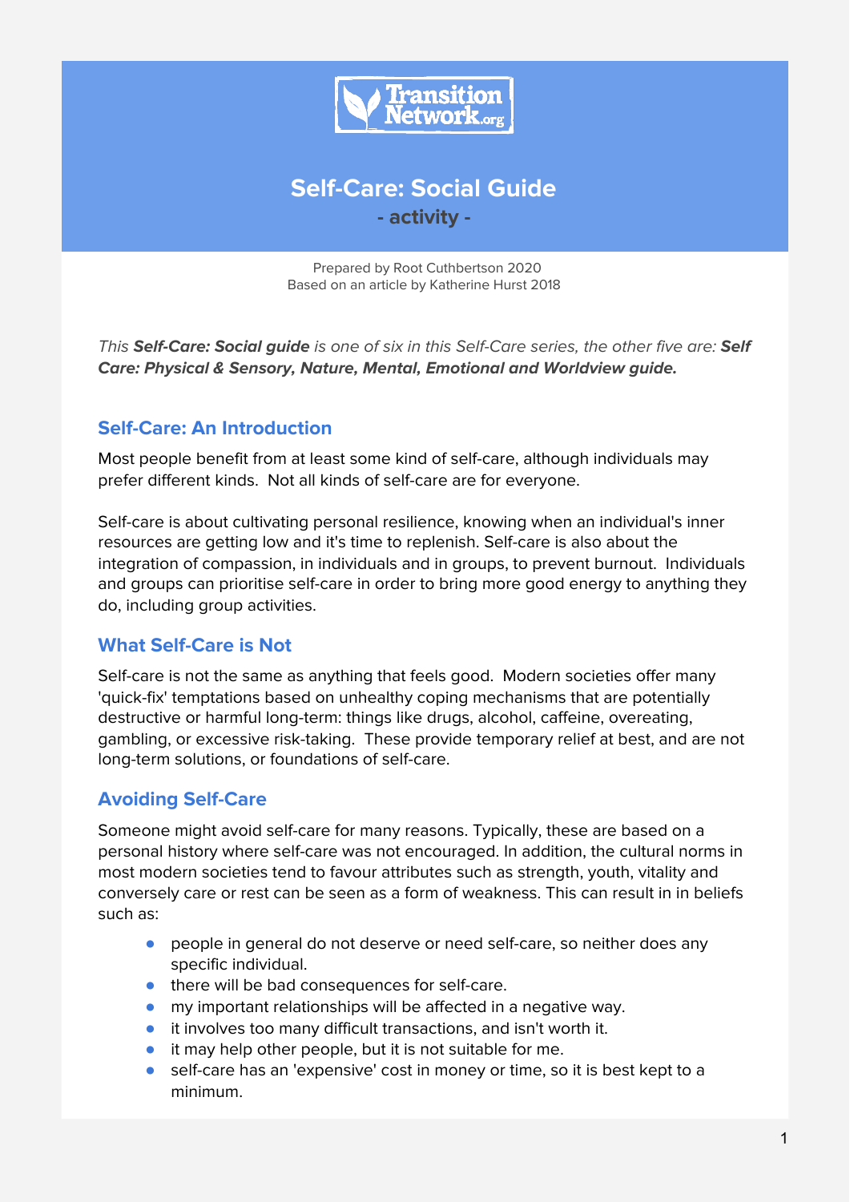Transition Network.org

# Self-Care: Social Guide

**- activity -**

Prepared by Root Cuthbertson 2020
Based on an article by Katherine Hurst 2018

*This **Self-Care: Social guide** is one of six in this Self-Care series, the other five are: **Self Care: Physical & Sensory, Nature, Mental, Emotional and Worldview guide.***

## Self-Care: An Introduction

Most people benefit from at least some kind of self-care, although individuals may prefer different kinds. Not all kinds of self-care are for everyone.

Self-care is about cultivating personal resilience, knowing when an individual's inner resources are getting low and it's time to replenish. Self-care is also about the integration of compassion, in individuals and in groups, to prevent burnout. Individuals and groups can prioritise self-care in order to bring more good energy to anything they do, including group activities.

## What Self-Care is Not

Self-care is not the same as anything that feels good. Modern societies offer many 'quick-fix' temptations based on unhealthy coping mechanisms that are potentially destructive or harmful long-term: things like drugs, alcohol, caffeine, overeating, gambling, or excessive risk-taking. These provide temporary relief at best, and are not long-term solutions, or foundations of self-care.

## Avoiding Self-Care

Someone might avoid self-care for many reasons. Typically, these are based on a personal history where self-care was not encouraged. In addition, the cultural norms in most modern societies tend to favour attributes such as strength, youth, vitality and conversely care or rest can be seen as a form of weakness. This can result in in beliefs such as:

- people in general do not deserve or need self-care, so neither does any specific individual.
- there will be bad consequences for self-care.
- my important relationships will be affected in a negative way.
- it involves too many difficult transactions, and isn't worth it.
- it may help other people, but it is not suitable for me.
- self-care has an 'expensive' cost in money or time, so it is best kept to a minimum.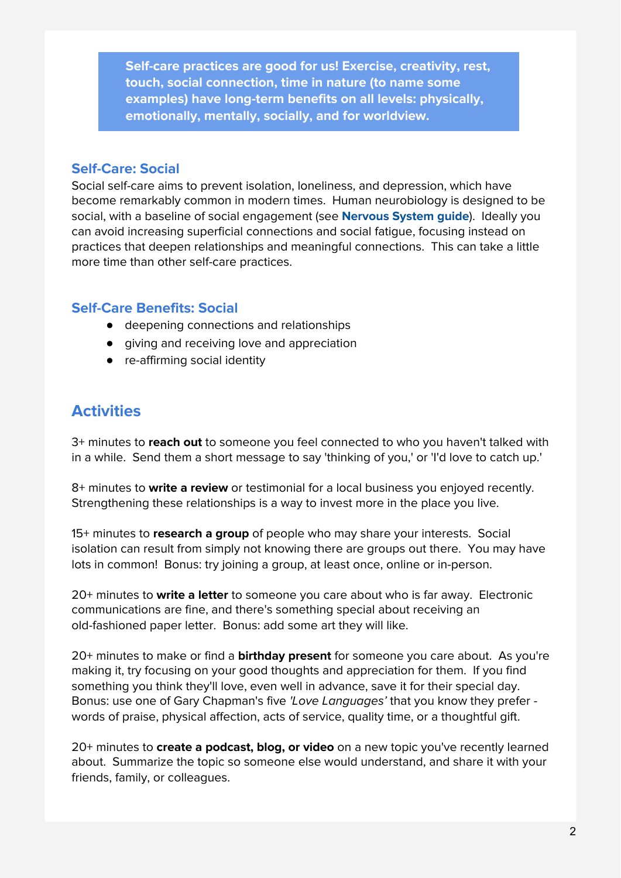**Self-care practices are good for us! Exercise, creativity, rest, touch, social connection, time in nature (to name some examples) have long-term benefits on all levels: physically, emotionally, mentally, socially, and for worldview.**

### Self-Care: Social

Social self-care aims to prevent isolation, loneliness, and depression, which have become remarkably common in modern times. Human neurobiology is designed to be social, with a baseline of social engagement (see **Nervous System guide**). Ideally you can avoid increasing superficial connections and social fatigue, focusing instead on practices that deepen relationships and meaningful connections. This can take a little more time than other self-care practices.

### Self-Care Benefits: Social

- deepening connections and relationships
- giving and receiving love and appreciation
- re-affirming social identity

## Activities

3+ minutes to **reach out** to someone you feel connected to who you haven't talked with in a while. Send them a short message to say 'thinking of you,' or 'I'd love to catch up.'

8+ minutes to **write a review** or testimonial for a local business you enjoyed recently. Strengthening these relationships is a way to invest more in the place you live.

15+ minutes to **research a group** of people who may share your interests. Social isolation can result from simply not knowing there are groups out there. You may have lots in common! Bonus: try joining a group, at least once, online or in-person.

20+ minutes to **write a letter** to someone you care about who is far away. Electronic communications are fine, and there's something special about receiving an old-fashioned paper letter. Bonus: add some art they will like.

20+ minutes to make or find a **birthday present** for someone you care about. As you're making it, try focusing on your good thoughts and appreciation for them. If you find something you think they'll love, even well in advance, save it for their special day. Bonus: use one of Gary Chapman's five *'Love Languages'* that you know they prefer - words of praise, physical affection, acts of service, quality time, or a thoughtful gift.

20+ minutes to **create a podcast, blog, or video** on a new topic you've recently learned about. Summarize the topic so someone else would understand, and share it with your friends, family, or colleagues.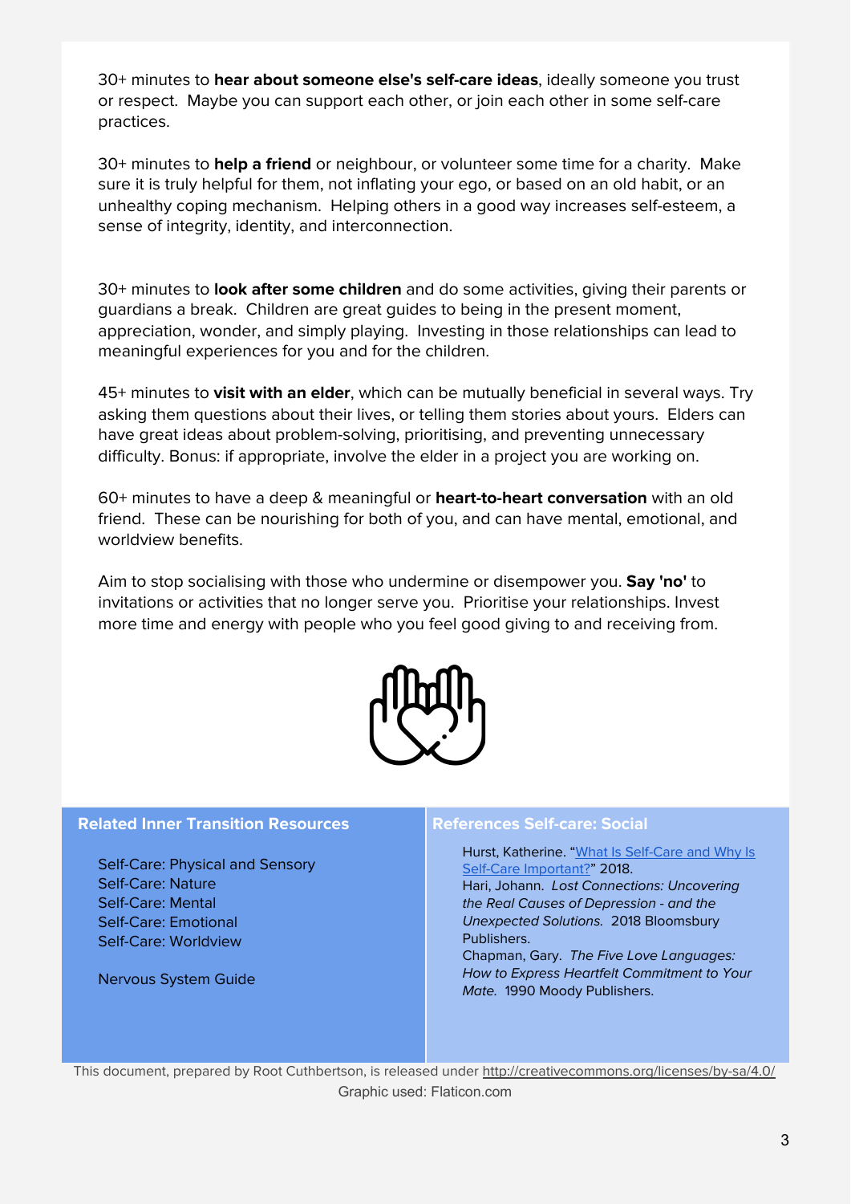30+ minutes to **hear about someone else's self-care ideas**, ideally someone you trust or respect. Maybe you can support each other, or join each other in some self-care practices.

30+ minutes to **help a friend** or neighbour, or volunteer some time for a charity. Make sure it is truly helpful for them, not inflating your ego, or based on an old habit, or an unhealthy coping mechanism. Helping others in a good way increases self-esteem, a sense of integrity, identity, and interconnection.

30+ minutes to **look after some children** and do some activities, giving their parents or guardians a break. Children are great guides to being in the present moment, appreciation, wonder, and simply playing. Investing in those relationships can lead to meaningful experiences for you and for the children.

45+ minutes to **visit with an elder**, which can be mutually beneficial in several ways. Try asking them questions about their lives, or telling them stories about yours. Elders can have great ideas about problem-solving, prioritising, and preventing unnecessary difficulty. Bonus: if appropriate, involve the elder in a project you are working on.

60+ minutes to have a deep & meaningful or **heart-to-heart conversation** with an old friend. These can be nourishing for both of you, and can have mental, emotional, and worldview benefits.

Aim to stop socialising with those who undermine or disempower you. **Say 'no'** to invitations or activities that no longer serve you. Prioritise your relationships. Invest more time and energy with people who you feel good giving to and receiving from.

### Related Inner Transition Resources

- Self-Care: Physical and Sensory
- Self-Care: Nature
- Self-Care: Mental
- Self-Care: Emotional
- Self-Care: Worldview

- Nervous System Guide

### References Self-care: Social

Hurst, Katherine. "What Is Self-Care and Why Is Self-Care Important?" 2018.

Hari, Johann. *Lost Connections: Uncovering the Real Causes of Depression - and the Unexpected Solutions.* 2018 Bloomsbury Publishers.

Chapman, Gary. *The Five Love Languages: How to Express Heartfelt Commitment to Your Mate.* 1990 Moody Publishers.

This document, prepared by Root Cuthbertson, is released under http://creativecommons.org/licenses/by-sa/4.0/
Graphic used: Flaticon.com